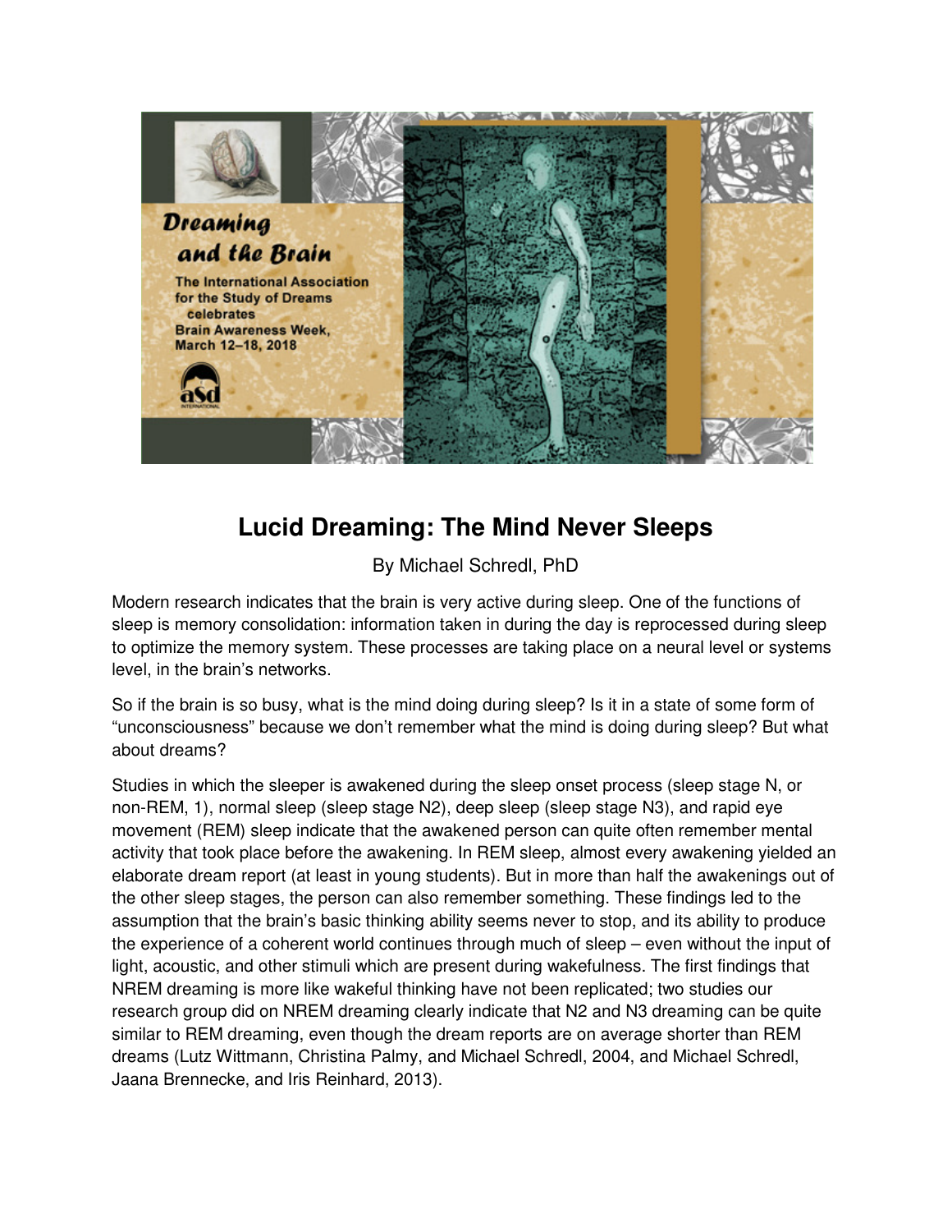# Lucid Dreaming: The Mind Never Sleeps

By Michael Schredl, PhD

Modern research indicates that the brain is very active during sleep. One of the functions of sleep is memory consolidation: information taken in during the day is reprocessed during sleep to optimize the memory system. These processes are taking place on a neural level or systems level, in the brain's networks.

So if the brain is so busy, what is the mind doing during sleep? Is it in a state of some form of "unconsciousness" because we don't remember what the mind is doing during sleep? But what about dreams?

Studies in which the sleeper is awakened during the sleep onset process (sleep stage N, or non-REM, 1), normal sleep (sleep stage N2), deep sleep (sleep stage N3), and rapid eye movement (REM) sleep indicate that the awakened person can quite often remember mental activity that took place before the awakening. In REM sleep, almost every awakening yielded an elaborate dream report (at least in young students). But in more than half the awakenings out of the other sleep stages, the person can also remember something. These findings led to the assumption that the brain's basic thinking ability seems never to stop, and its ability to produce the experience of a coherent world continues through much of sleep – even without the input of light, acoustic, and other stimuli which are present during wakefulness. The first findings that NREM dreaming is more like wakeful thinking have not been replicated; two studies our research group did on NREM dreaming clearly indicate that N2 and N3 dreaming can be quite similar to REM dreaming, even though the dream reports are on average shorter than REM dreams (Lutz Wittmann, Christina Palmy, and Michael Schredl, 2004, and Michael Schredl, Jaana Brennecke, and Iris Reinhard, 2013).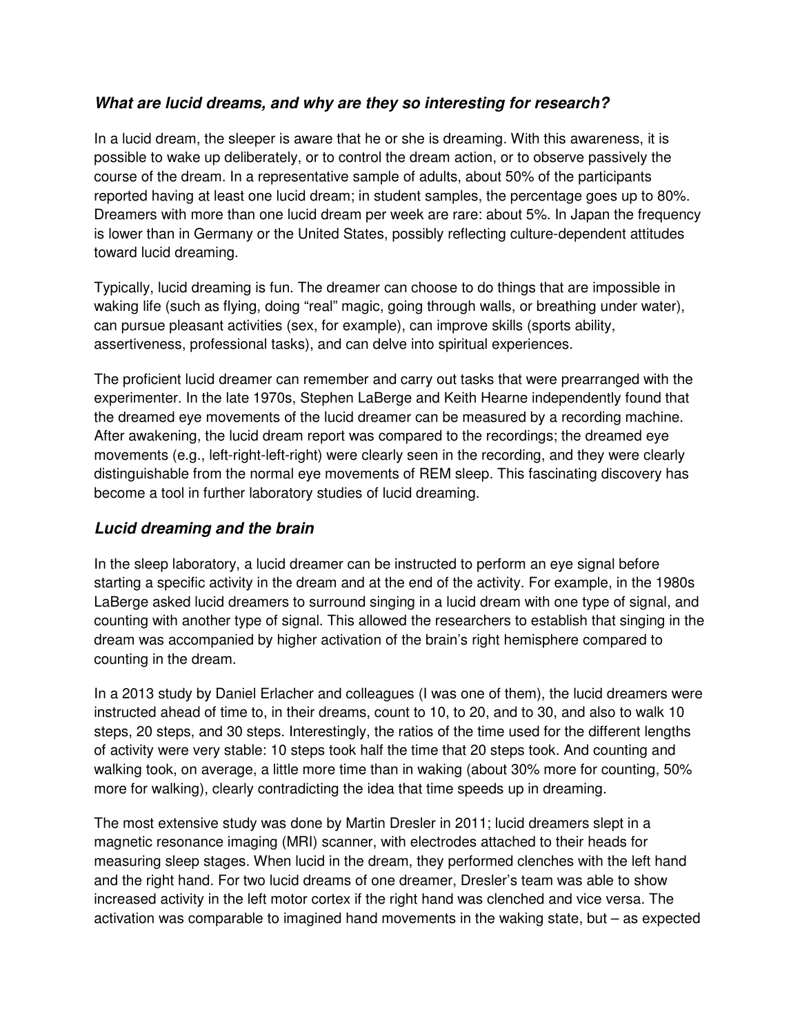### *What are lucid dreams, and why are they so interesting for research?*

In a lucid dream, the sleeper is aware that he or she is dreaming. With this awareness, it is possible to wake up deliberately, or to control the dream action, or to observe passively the course of the dream. In a representative sample of adults, about 50% of the participants reported having at least one lucid dream; in student samples, the percentage goes up to 80%. Dreamers with more than one lucid dream per week are rare: about 5%. In Japan the frequency is lower than in Germany or the United States, possibly reflecting culture-dependent attitudes toward lucid dreaming.

Typically, lucid dreaming is fun. The dreamer can choose to do things that are impossible in waking life (such as flying, doing "real" magic, going through walls, or breathing under water), can pursue pleasant activities (sex, for example), can improve skills (sports ability, assertiveness, professional tasks), and can delve into spiritual experiences.

The proficient lucid dreamer can remember and carry out tasks that were prearranged with the experimenter. In the late 1970s, Stephen LaBerge and Keith Hearne independently found that the dreamed eye movements of the lucid dreamer can be measured by a recording machine. After awakening, the lucid dream report was compared to the recordings; the dreamed eye movements (e.g., left-right-left-right) were clearly seen in the recording, and they were clearly distinguishable from the normal eye movements of REM sleep. This fascinating discovery has become a tool in further laboratory studies of lucid dreaming.

## *Lucid dreaming and the brain*

In the sleep laboratory, a lucid dreamer can be instructed to perform an eye signal before starting a specific activity in the dream and at the end of the activity. For example, in the 1980s LaBerge asked lucid dreamers to surround singing in a lucid dream with one type of signal, and counting with another type of signal. This allowed the researchers to establish that singing in the dream was accompanied by higher activation of the brain's right hemisphere compared to counting in the dream.

In a 2013 study by Daniel Erlacher and colleagues (I was one of them), the lucid dreamers were instructed ahead of time to, in their dreams, count to 10, to 20, and to 30, and also to walk 10 steps, 20 steps, and 30 steps. Interestingly, the ratios of the time used for the different lengths of activity were very stable: 10 steps took half the time that 20 steps took. And counting and walking took, on average, a little more time than in waking (about 30% more for counting, 50% more for walking), clearly contradicting the idea that time speeds up in dreaming.

The most extensive study was done by Martin Dresler in 2011; lucid dreamers slept in a magnetic resonance imaging (MRI) scanner, with electrodes attached to their heads for measuring sleep stages. When lucid in the dream, they performed clenches with the left hand and the right hand. For two lucid dreams of one dreamer, Dresler's team was able to show increased activity in the left motor cortex if the right hand was clenched and vice versa. The activation was comparable to imagined hand movements in the waking state, but – as expected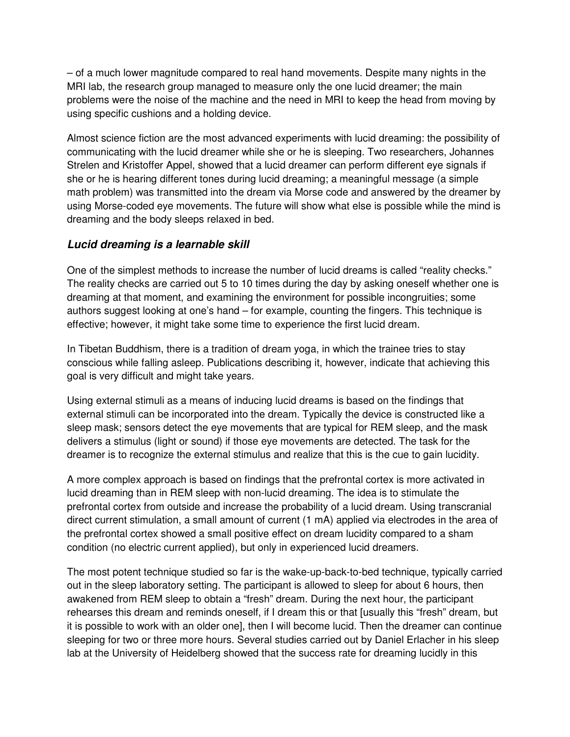– of a much lower magnitude compared to real hand movements. Despite many nights in the MRI lab, the research group managed to measure only the one lucid dreamer; the main problems were the noise of the machine and the need in MRI to keep the head from moving by using specific cushions and a holding device.

Almost science fiction are the most advanced experiments with lucid dreaming: the possibility of communicating with the lucid dreamer while she or he is sleeping. Two researchers, Johannes Strelen and Kristoffer Appel, showed that a lucid dreamer can perform different eye signals if she or he is hearing different tones during lucid dreaming; a meaningful message (a simple math problem) was transmitted into the dream via Morse code and answered by the dreamer by using Morse-coded eye movements. The future will show what else is possible while the mind is dreaming and the body sleeps relaxed in bed.

### *Lucid dreaming is a learnable skill*

One of the simplest methods to increase the number of lucid dreams is called "reality checks." The reality checks are carried out 5 to 10 times during the day by asking oneself whether one is dreaming at that moment, and examining the environment for possible incongruities; some authors suggest looking at one's hand – for example, counting the fingers. This technique is effective; however, it might take some time to experience the first lucid dream.

In Tibetan Buddhism, there is a tradition of dream yoga, in which the trainee tries to stay conscious while falling asleep. Publications describing it, however, indicate that achieving this goal is very difficult and might take years.

Using external stimuli as a means of inducing lucid dreams is based on the findings that external stimuli can be incorporated into the dream. Typically the device is constructed like a sleep mask; sensors detect the eye movements that are typical for REM sleep, and the mask delivers a stimulus (light or sound) if those eye movements are detected. The task for the dreamer is to recognize the external stimulus and realize that this is the cue to gain lucidity.

A more complex approach is based on findings that the prefrontal cortex is more activated in lucid dreaming than in REM sleep with non-lucid dreaming. The idea is to stimulate the prefrontal cortex from outside and increase the probability of a lucid dream. Using transcranial direct current stimulation, a small amount of current (1 mA) applied via electrodes in the area of the prefrontal cortex showed a small positive effect on dream lucidity compared to a sham condition (no electric current applied), but only in experienced lucid dreamers.

The most potent technique studied so far is the wake-up-back-to-bed technique, typically carried out in the sleep laboratory setting. The participant is allowed to sleep for about 6 hours, then awakened from REM sleep to obtain a "fresh" dream. During the next hour, the participant rehearses this dream and reminds oneself, if I dream this or that [usually this "fresh" dream, but it is possible to work with an older one], then I will become lucid. Then the dreamer can continue sleeping for two or three more hours. Several studies carried out by Daniel Erlacher in his sleep lab at the University of Heidelberg showed that the success rate for dreaming lucidly in this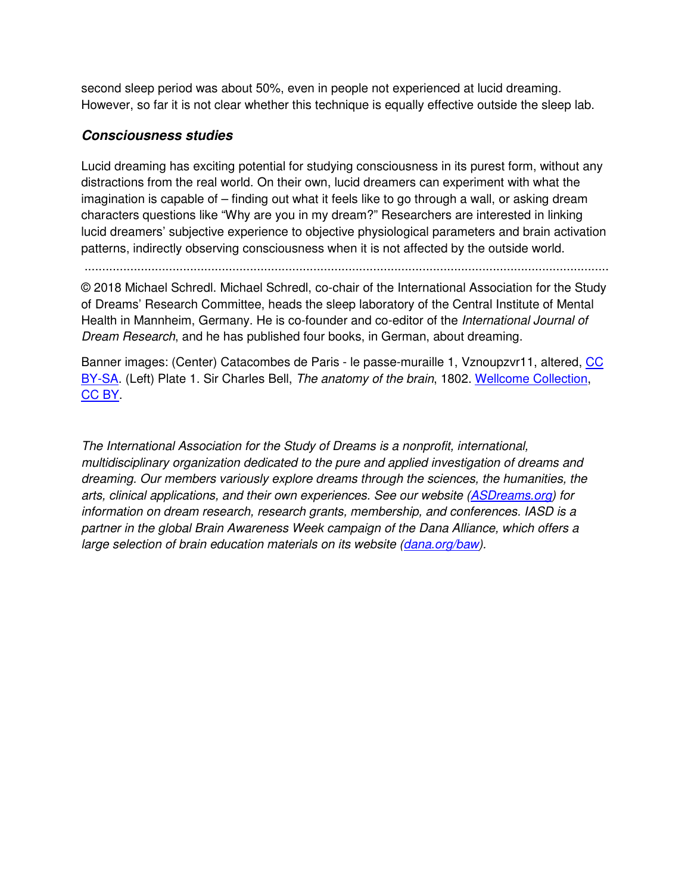second sleep period was about 50%, even in people not experienced at lucid dreaming. However, so far it is not clear whether this technique is equally effective outside the sleep lab.

### *Consciousness studies*

Lucid dreaming has exciting potential for studying consciousness in its purest form, without any distractions from the real world. On their own, lucid dreamers can experiment with what the imagination is capable of – finding out what it feels like to go through a wall, or asking dream characters questions like "Why are you in my dream?" Researchers are interested in linking lucid dreamers' subjective experience to objective physiological parameters and brain activation patterns, indirectly observing consciousness when it is not affected by the outside world.

---

© 2018 Michael Schredl. Michael Schredl, co-chair of the International Association for the Study of Dreams' Research Committee, heads the sleep laboratory of the Central Institute of Mental Health in Mannheim, Germany. He is co-founder and co-editor of the *International Journal of Dream Research*, and he has published four books, in German, about dreaming.

Banner images: (Center) Catacombes de Paris - le passe-muraille 1, Vznoupzvr11, altered, CC BY-SA. (Left) Plate 1. Sir Charles Bell, *The anatomy of the brain*, 1802. Wellcome Collection, CC BY.

*The International Association for the Study of Dreams is a nonprofit, international, multidisciplinary organization dedicated to the pure and applied investigation of dreams and dreaming. Our members variously explore dreams through the sciences, the humanities, the arts, clinical applications, and their own experiences. See our website (ASDreams.org) for information on dream research, research grants, membership, and conferences. IASD is a partner in the global Brain Awareness Week campaign of the Dana Alliance, which offers a large selection of brain education materials on its website (dana.org/baw).*